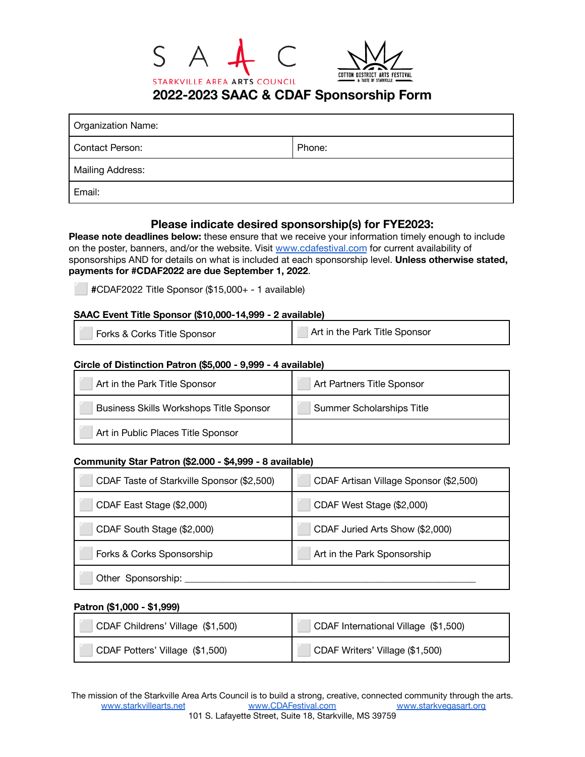# 2022-2023 SAAC & CDAF Sponsorship Form

| Organization Name: | |
|---|---|
| Contact Person: | Phone: |
| Mailing Address: | |
| Email: | |

## Please indicate desired sponsorship(s) for FYE2023:

**Please note deadlines below:** these ensure that we receive your information timely enough to include on the poster, banners, and/or the website. Visit www.cdafestival.com for current availability of sponsorships AND for details on what is included at each sponsorship level. **Unless otherwise stated, payments for #CDAF2022 are due September 1, 2022**.

☐ #CDAF2022 Title Sponsor ($15,000+ - 1 available)

**SAAC Event Title Sponsor ($10,000-14,999 - 2 available)**

| | |
|---|---|
| ☐ Forks & Corks Title Sponsor | ☐ Art in the Park Title Sponsor |

**Circle of Distinction Patron ($5,000 - 9,999 - 4 available)**

| | |
|---|---|
| ☐ Art in the Park Title Sponsor | ☐ Art Partners Title Sponsor |
| ☐ Business Skills Workshops Title Sponsor | ☐ Summer Scholarships Title |
| ☐ Art in Public Places Title Sponsor | |

**Community Star Patron ($2.000 - $4,999 - 8 available)**

| | |
|---|---|
| ☐ CDAF Taste of Starkville Sponsor ($2,500) | ☐ CDAF Artisan Village Sponsor ($2,500) |
| ☐ CDAF East Stage ($2,000) | ☐ CDAF West Stage ($2,000) |
| ☐ CDAF South Stage ($2,000) | ☐ CDAF Juried Arts Show ($2,000) |
| ☐ Forks & Corks Sponsorship | ☐ Art in the Park Sponsorship |
| ☐ Other Sponsorship: ____________________ | |

**Patron ($1,000 - $1,999)**

| | |
|---|---|
| ☐ CDAF Childrens' Village ($1,500) | ☐ CDAF International Village ($1,500) |
| ☐ CDAF Potters' Village ($1,500) | ☐ CDAF Writers' Village ($1,500) |

The mission of the Starkville Area Arts Council is to build a strong, creative, connected community through the arts.
www.starkvillearts.net www.CDAFestival.com www.starkvegasart.org
101 S. Lafayette Street, Suite 18, Starkville, MS 39759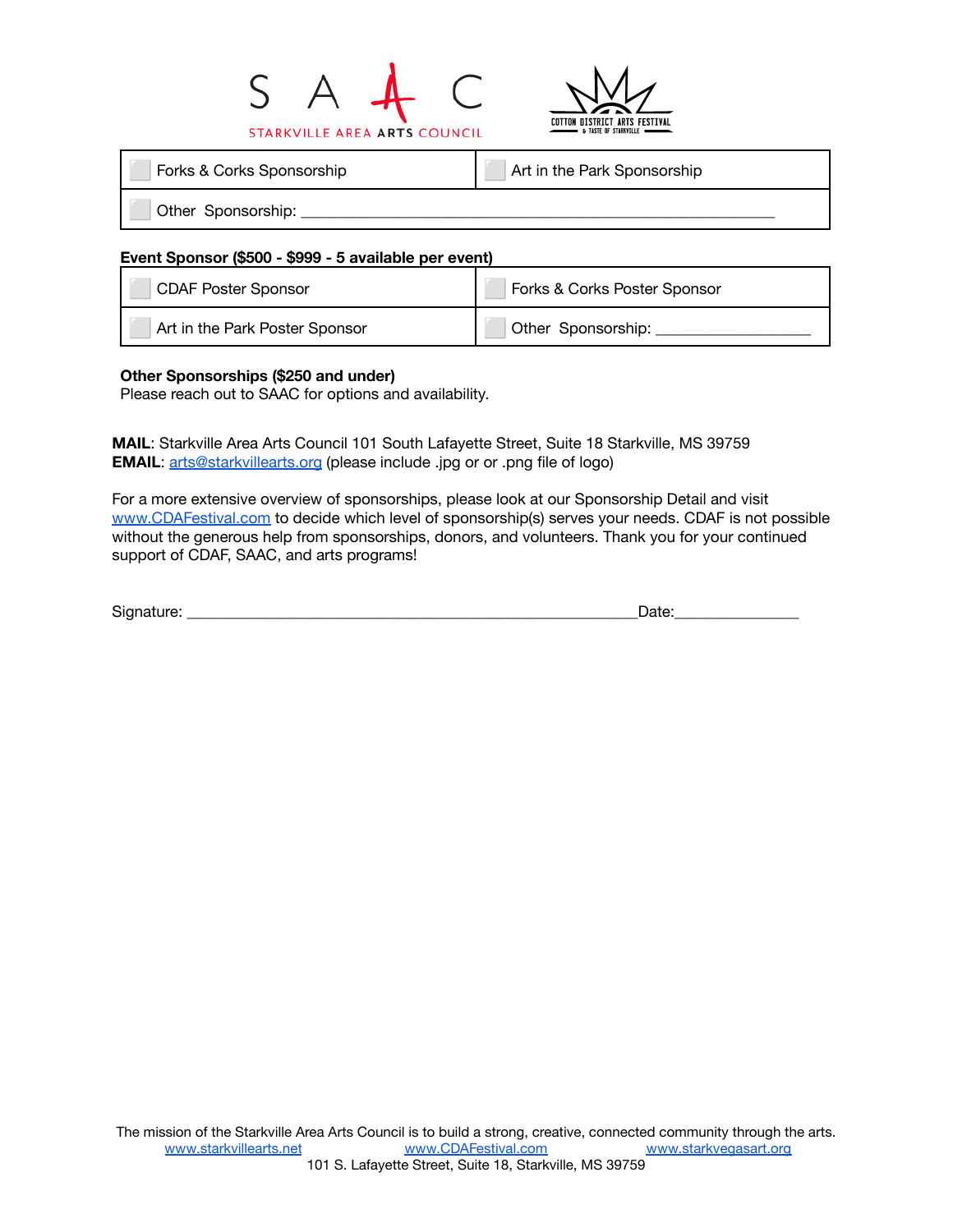| | |
|---|---|
| ⬜ Forks & Corks Sponsorship | ⬜ Art in the Park Sponsorship |
| ⬜ Other Sponsorship: ________________________________________________ | |

**Event Sponsor ($500 - $999 - 5 available per event)**

| | |
|---|---|
| ⬜ CDAF Poster Sponsor | ⬜ Forks & Corks Poster Sponsor |
| ⬜ Art in the Park Poster Sponsor | ⬜ Other Sponsorship: ________________ |

**Other Sponsorships ($250 and under)**
Please reach out to SAAC for options and availability.

**MAIL**: Starkville Area Arts Council 101 South Lafayette Street, Suite 18 Starkville, MS 39759
**EMAIL**: arts@starkvillearts.org (please include .jpg or or .png file of logo)

For a more extensive overview of sponsorships, please look at our Sponsorship Detail and visit www.CDAFestival.com to decide which level of sponsorship(s) serves your needs. CDAF is not possible without the generous help from sponsorships, donors, and volunteers. Thank you for your continued support of CDAF, SAAC, and arts programs!

Signature: ______________________________________________ Date: _____________

The mission of the Starkville Area Arts Council is to build a strong, creative, connected community through the arts.
www.starkvillearts.net www.CDAFestival.com www.starkvegasart.org
101 S. Lafayette Street, Suite 18, Starkville, MS 39759